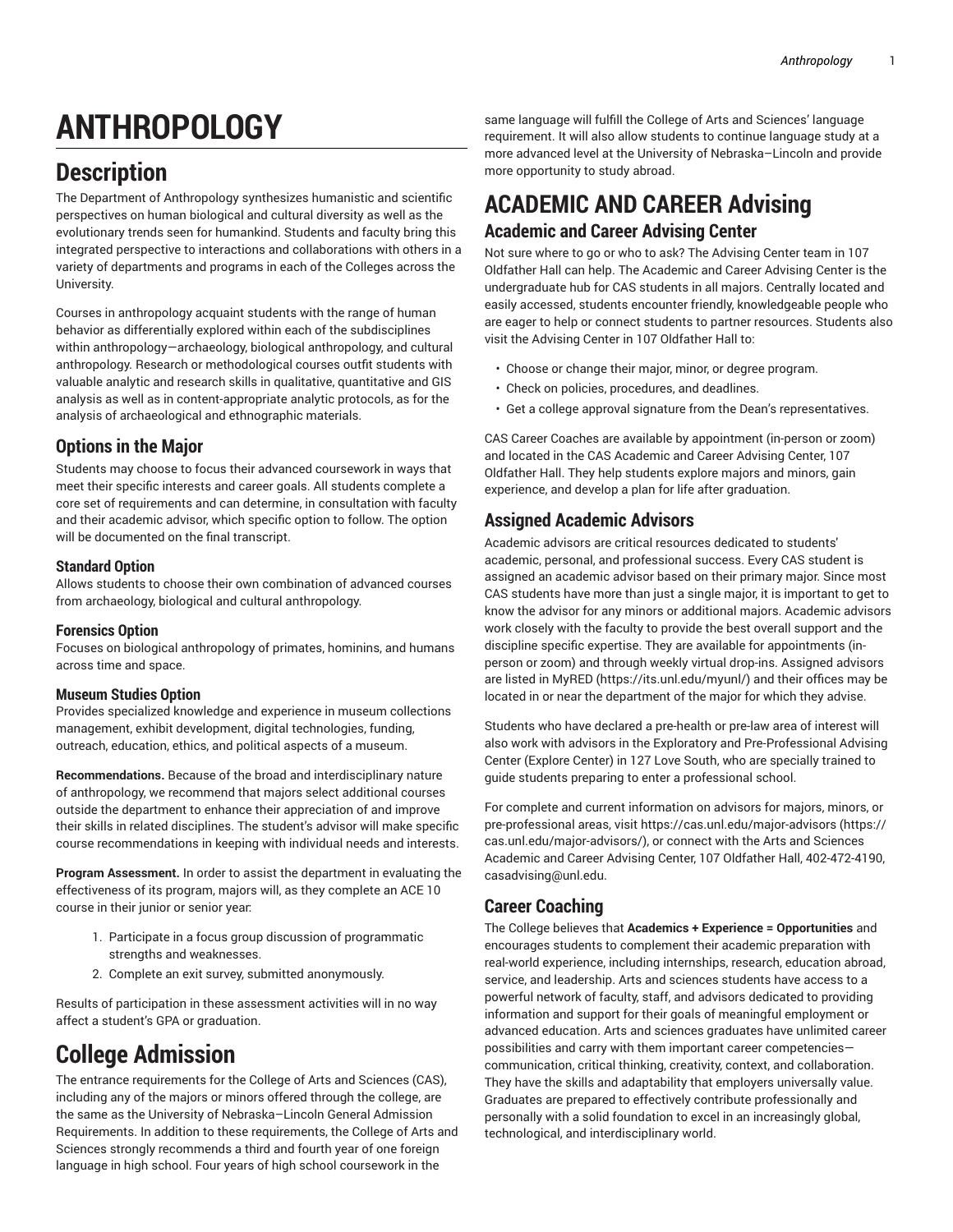# ANTHROPOLOGY

## Description

The Department of Anthropology synthesizes humanistic and scientific perspectives on human biological and cultural diversity as well as the evolutionary trends seen for humankind. Students and faculty bring this integrated perspective to interactions and collaborations with others in a variety of departments and programs in each of the Colleges across the University.

Courses in anthropology acquaint students with the range of human behavior as differentially explored within each of the subdisciplines within anthropology—archaeology, biological anthropology, and cultural anthropology. Research or methodological courses outfit students with valuable analytic and research skills in qualitative, quantitative and GIS analysis as well as in content-appropriate analytic protocols, as for the analysis of archaeological and ethnographic materials.

### Options in the Major

Students may choose to focus their advanced coursework in ways that meet their specific interests and career goals. All students complete a core set of requirements and can determine, in consultation with faculty and their academic advisor, which specific option to follow. The option will be documented on the final transcript.

#### Standard Option

Allows students to choose their own combination of advanced courses from archaeology, biological and cultural anthropology.

#### Forensics Option

Focuses on biological anthropology of primates, hominins, and humans across time and space.

#### Museum Studies Option

Provides specialized knowledge and experience in museum collections management, exhibit development, digital technologies, funding, outreach, education, ethics, and political aspects of a museum.

**Recommendations.** Because of the broad and interdisciplinary nature of anthropology, we recommend that majors select additional courses outside the department to enhance their appreciation of and improve their skills in related disciplines. The student's advisor will make specific course recommendations in keeping with individual needs and interests.

**Program Assessment.** In order to assist the department in evaluating the effectiveness of its program, majors will, as they complete an ACE 10 course in their junior or senior year:

1. Participate in a focus group discussion of programmatic strengths and weaknesses.
2. Complete an exit survey, submitted anonymously.

Results of participation in these assessment activities will in no way affect a student's GPA or graduation.

## College Admission

The entrance requirements for the College of Arts and Sciences (CAS), including any of the majors or minors offered through the college, are the same as the University of Nebraska–Lincoln General Admission Requirements. In addition to these requirements, the College of Arts and Sciences strongly recommends a third and fourth year of one foreign language in high school. Four years of high school coursework in the same language will fulfill the College of Arts and Sciences' language requirement. It will also allow students to continue language study at a more advanced level at the University of Nebraska–Lincoln and provide more opportunity to study abroad.

## ACADEMIC AND CAREER Advising

### Academic and Career Advising Center

Not sure where to go or who to ask? The Advising Center team in 107 Oldfather Hall can help. The Academic and Career Advising Center is the undergraduate hub for CAS students in all majors. Centrally located and easily accessed, students encounter friendly, knowledgeable people who are eager to help or connect students to partner resources. Students also visit the Advising Center in 107 Oldfather Hall to:

- Choose or change their major, minor, or degree program.
- Check on policies, procedures, and deadlines.
- Get a college approval signature from the Dean's representatives.

CAS Career Coaches are available by appointment (in-person or zoom) and located in the CAS Academic and Career Advising Center, 107 Oldfather Hall. They help students explore majors and minors, gain experience, and develop a plan for life after graduation.

### Assigned Academic Advisors

Academic advisors are critical resources dedicated to students' academic, personal, and professional success. Every CAS student is assigned an academic advisor based on their primary major. Since most CAS students have more than just a single major, it is important to get to know the advisor for any minors or additional majors. Academic advisors work closely with the faculty to provide the best overall support and the discipline specific expertise. They are available for appointments (in-person or zoom) and through weekly virtual drop-ins. Assigned advisors are listed in MyRED (https://its.unl.edu/myunl/) and their offices may be located in or near the department of the major for which they advise.

Students who have declared a pre-health or pre-law area of interest will also work with advisors in the Exploratory and Pre-Professional Advising Center (Explore Center) in 127 Love South, who are specially trained to guide students preparing to enter a professional school.

For complete and current information on advisors for majors, minors, or pre-professional areas, visit https://cas.unl.edu/major-advisors (https://cas.unl.edu/major-advisors/), or connect with the Arts and Sciences Academic and Career Advising Center, 107 Oldfather Hall, 402-472-4190, casadvising@unl.edu.

### Career Coaching

The College believes that **Academics + Experience = Opportunities** and encourages students to complement their academic preparation with real-world experience, including internships, research, education abroad, service, and leadership. Arts and sciences students have access to a powerful network of faculty, staff, and advisors dedicated to providing information and support for their goals of meaningful employment or advanced education. Arts and sciences graduates have unlimited career possibilities and carry with them important career competencies—communication, critical thinking, creativity, context, and collaboration. They have the skills and adaptability that employers universally value. Graduates are prepared to effectively contribute professionally and personally with a solid foundation to excel in an increasingly global, technological, and interdisciplinary world.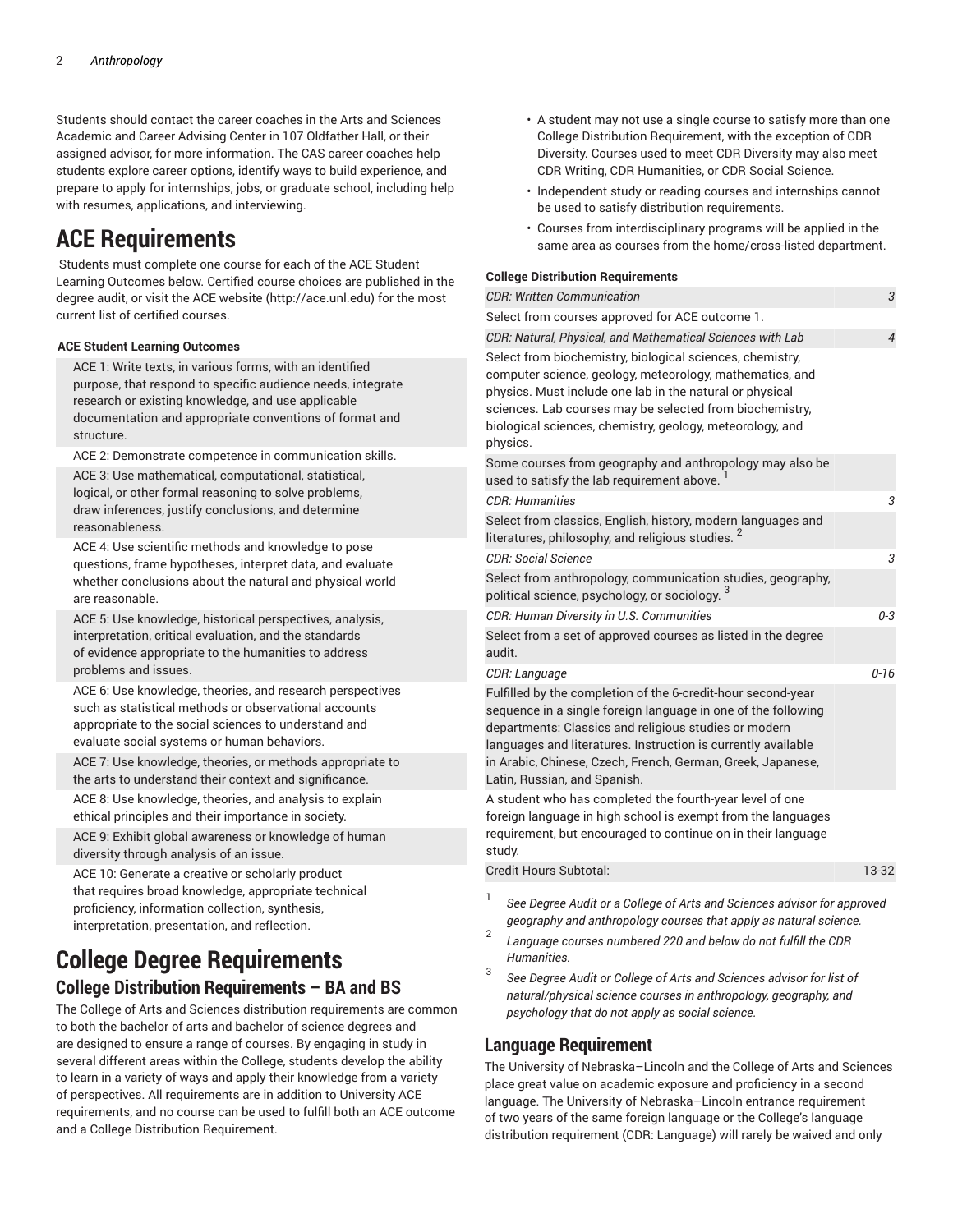Students should contact the career coaches in the Arts and Sciences Academic and Career Advising Center in 107 Oldfather Hall, or their assigned advisor, for more information. The CAS career coaches help students explore career options, identify ways to build experience, and prepare to apply for internships, jobs, or graduate school, including help with resumes, applications, and interviewing.

# ACE Requirements

Students must complete one course for each of the ACE Student Learning Outcomes below. Certified course choices are published in the degree audit, or visit the ACE website (http://ace.unl.edu) for the most current list of certified courses.

**ACE Student Learning Outcomes**

| |
|---|
| ACE 1: Write texts, in various forms, with an identified purpose, that respond to specific audience needs, integrate research or existing knowledge, and use applicable documentation and appropriate conventions of format and structure. |
| ACE 2: Demonstrate competence in communication skills. |
| ACE 3: Use mathematical, computational, statistical, logical, or other formal reasoning to solve problems, draw inferences, justify conclusions, and determine reasonableness. |
| ACE 4: Use scientific methods and knowledge to pose questions, frame hypotheses, interpret data, and evaluate whether conclusions about the natural and physical world are reasonable. |
| ACE 5: Use knowledge, historical perspectives, analysis, interpretation, critical evaluation, and the standards of evidence appropriate to the humanities to address problems and issues. |
| ACE 6: Use knowledge, theories, and research perspectives such as statistical methods or observational accounts appropriate to the social sciences to understand and evaluate social systems or human behaviors. |
| ACE 7: Use knowledge, theories, or methods appropriate to the arts to understand their context and significance. |
| ACE 8: Use knowledge, theories, and analysis to explain ethical principles and their importance in society. |
| ACE 9: Exhibit global awareness or knowledge of human diversity through analysis of an issue. |
| ACE 10: Generate a creative or scholarly product that requires broad knowledge, appropriate technical proficiency, information collection, synthesis, interpretation, presentation, and reflection. |

# College Degree Requirements

## College Distribution Requirements – BA and BS

The College of Arts and Sciences distribution requirements are common to both the bachelor of arts and bachelor of science degrees and are designed to ensure a range of courses. By engaging in study in several different areas within the College, students develop the ability to learn in a variety of ways and apply their knowledge from a variety of perspectives. All requirements are in addition to University ACE requirements, and no course can be used to fulfill both an ACE outcome and a College Distribution Requirement.

- A student may not use a single course to satisfy more than one College Distribution Requirement, with the exception of CDR Diversity. Courses used to meet CDR Diversity may also meet CDR Writing, CDR Humanities, or CDR Social Science.
- Independent study or reading courses and internships cannot be used to satisfy distribution requirements.
- Courses from interdisciplinary programs will be applied in the same area as courses from the home/cross-listed department.

**College Distribution Requirements**

| | |
|---|---|
| *CDR: Written Communication* | *3* |
| Select from courses approved for ACE outcome 1. | |
| *CDR: Natural, Physical, and Mathematical Sciences with Lab* | *4* |
| Select from biochemistry, biological sciences, chemistry, computer science, geology, meteorology, mathematics, and physics. Must include one lab in the natural or physical sciences. Lab courses may be selected from biochemistry, biological sciences, chemistry, geology, meteorology, and physics. | |
| Some courses from geography and anthropology may also be used to satisfy the lab requirement above. [1] | |
| *CDR: Humanities* | *3* |
| Select from classics, English, history, modern languages and literatures, philosophy, and religious studies. [2] | |
| *CDR: Social Science* | *3* |
| Select from anthropology, communication studies, geography, political science, psychology, or sociology. [3] | |
| *CDR: Human Diversity in U.S. Communities* | *0-3* |
| Select from a set of approved courses as listed in the degree audit. | |
| *CDR: Language* | *0-16* |
| Fulfilled by the completion of the 6-credit-hour second-year sequence in a single foreign language in one of the following departments: Classics and religious studies or modern languages and literatures. Instruction is currently available in Arabic, Chinese, Czech, French, German, Greek, Japanese, Latin, Russian, and Spanish. | |
| A student who has completed the fourth-year level of one foreign language in high school is exempt from the languages requirement, but encouraged to continue on in their language study. | |
| Credit Hours Subtotal: | 13-32 |

[1] *See Degree Audit or a College of Arts and Sciences advisor for approved geography and anthropology courses that apply as natural science.*

[2] *Language courses numbered 220 and below do not fulfill the CDR Humanities.*

[3] *See Degree Audit or College of Arts and Sciences advisor for list of natural/physical science courses in anthropology, geography, and psychology that do not apply as social science.*

## Language Requirement

The University of Nebraska–Lincoln and the College of Arts and Sciences place great value on academic exposure and proficiency in a second language. The University of Nebraska–Lincoln entrance requirement of two years of the same foreign language or the College's language distribution requirement (CDR: Language) will rarely be waived and only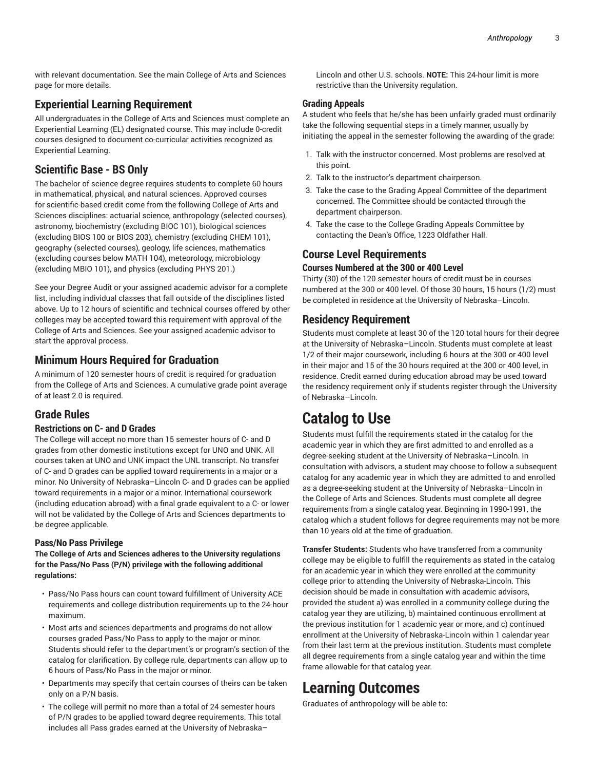with relevant documentation. See the main College of Arts and Sciences page for more details.

## Experiential Learning Requirement

All undergraduates in the College of Arts and Sciences must complete an Experiential Learning (EL) designated course. This may include 0-credit courses designed to document co-curricular activities recognized as Experiential Learning.

## Scientific Base - BS Only

The bachelor of science degree requires students to complete 60 hours in mathematical, physical, and natural sciences. Approved courses for scientific-based credit come from the following College of Arts and Sciences disciplines: actuarial science, anthropology (selected courses), astronomy, biochemistry (excluding BIOC 101), biological sciences (excluding BIOS 100 or BIOS 203), chemistry (excluding CHEM 101), geography (selected courses), geology, life sciences, mathematics (excluding courses below MATH 104), meteorology, microbiology (excluding MBIO 101), and physics (excluding PHYS 201.)

See your Degree Audit or your assigned academic advisor for a complete list, including individual classes that fall outside of the disciplines listed above. Up to 12 hours of scientific and technical courses offered by other colleges may be accepted toward this requirement with approval of the College of Arts and Sciences. See your assigned academic advisor to start the approval process.

## Minimum Hours Required for Graduation

A minimum of 120 semester hours of credit is required for graduation from the College of Arts and Sciences. A cumulative grade point average of at least 2.0 is required.

## Grade Rules

### Restrictions on C- and D Grades

The College will accept no more than 15 semester hours of C- and D grades from other domestic institutions except for UNO and UNK. All courses taken at UNO and UNK impact the UNL transcript. No transfer of C- and D grades can be applied toward requirements in a major or a minor. No University of Nebraska–Lincoln C- and D grades can be applied toward requirements in a major or a minor. International coursework (including education abroad) with a final grade equivalent to a C- or lower will not be validated by the College of Arts and Sciences departments to be degree applicable.

### Pass/No Pass Privilege

**The College of Arts and Sciences adheres to the University regulations for the Pass/No Pass (P/N) privilege with the following additional regulations:**

- Pass/No Pass hours can count toward fulfillment of University ACE requirements and college distribution requirements up to the 24-hour maximum.
- Most arts and sciences departments and programs do not allow courses graded Pass/No Pass to apply to the major or minor. Students should refer to the department's or program's section of the catalog for clarification. By college rule, departments can allow up to 6 hours of Pass/No Pass in the major or minor.
- Departments may specify that certain courses of theirs can be taken only on a P/N basis.
- The college will permit no more than a total of 24 semester hours of P/N grades to be applied toward degree requirements. This total includes all Pass grades earned at the University of Nebraska–Lincoln and other U.S. schools. **NOTE:** This 24-hour limit is more restrictive than the University regulation.

### Grading Appeals

A student who feels that he/she has been unfairly graded must ordinarily take the following sequential steps in a timely manner, usually by initiating the appeal in the semester following the awarding of the grade:

1. Talk with the instructor concerned. Most problems are resolved at this point.
2. Talk to the instructor's department chairperson.
3. Take the case to the Grading Appeal Committee of the department concerned. The Committee should be contacted through the department chairperson.
4. Take the case to the College Grading Appeals Committee by contacting the Dean's Office, 1223 Oldfather Hall.

## Course Level Requirements

### Courses Numbered at the 300 or 400 Level

Thirty (30) of the 120 semester hours of credit must be in courses numbered at the 300 or 400 level. Of those 30 hours, 15 hours (1/2) must be completed in residence at the University of Nebraska–Lincoln.

## Residency Requirement

Students must complete at least 30 of the 120 total hours for their degree at the University of Nebraska–Lincoln. Students must complete at least 1/2 of their major coursework, including 6 hours at the 300 or 400 level in their major and 15 of the 30 hours required at the 300 or 400 level, in residence. Credit earned during education abroad may be used toward the residency requirement only if students register through the University of Nebraska–Lincoln.

# Catalog to Use

Students must fulfill the requirements stated in the catalog for the academic year in which they are first admitted to and enrolled as a degree-seeking student at the University of Nebraska–Lincoln. In consultation with advisors, a student may choose to follow a subsequent catalog for any academic year in which they are admitted to and enrolled as a degree-seeking student at the University of Nebraska–Lincoln in the College of Arts and Sciences. Students must complete all degree requirements from a single catalog year. Beginning in 1990-1991, the catalog which a student follows for degree requirements may not be more than 10 years old at the time of graduation.

**Transfer Students:** Students who have transferred from a community college may be eligible to fulfill the requirements as stated in the catalog for an academic year in which they were enrolled at the community college prior to attending the University of Nebraska-Lincoln. This decision should be made in consultation with academic advisors, provided the student a) was enrolled in a community college during the catalog year they are utilizing, b) maintained continuous enrollment at the previous institution for 1 academic year or more, and c) continued enrollment at the University of Nebraska-Lincoln within 1 calendar year from their last term at the previous institution. Students must complete all degree requirements from a single catalog year and within the time frame allowable for that catalog year.

# Learning Outcomes

Graduates of anthropology will be able to: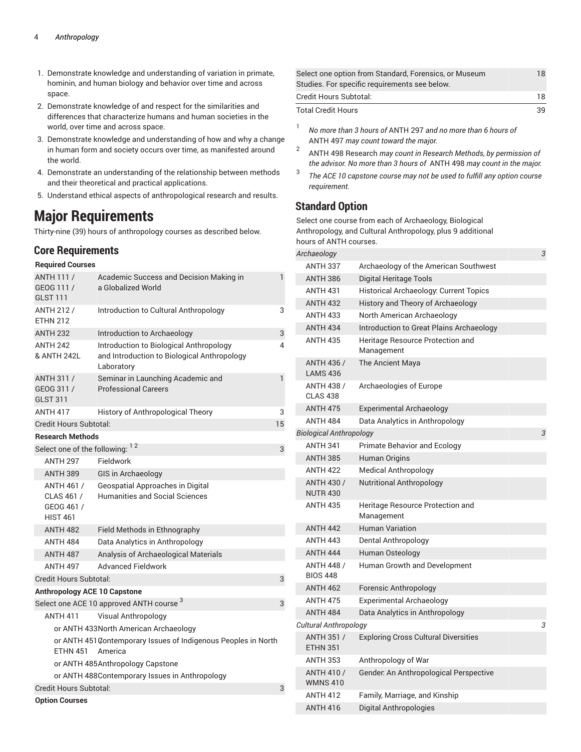1. Demonstrate knowledge and understanding of variation in primate, hominin, and human biology and behavior over time and across space.
2. Demonstrate knowledge of and respect for the similarities and differences that characterize humans and human societies in the world, over time and across space.
3. Demonstrate knowledge and understanding of how and why a change in human form and society occurs over time, as manifested around the world.
4. Demonstrate an understanding of the relationship between methods and their theoretical and practical applications.
5. Understand ethical aspects of anthropological research and results.

# Major Requirements

Thirty-nine (39) hours of anthropology courses as described below.

## Core Requirements

| Required Courses | | |
|---|---|---|
| ANTH 111 / GEOG 111 / GLST 111 | Academic Success and Decision Making in a Globalized World | 1 |
| ANTH 212 / ETHN 212 | Introduction to Cultural Anthropology | 3 |
| ANTH 232 | Introduction to Archaeology | 3 |
| ANTH 242 & ANTH 242L | Introduction to Biological Anthropology and Introduction to Biological Anthropology Laboratory | 4 |
| ANTH 311 / GEOG 311 / GLST 311 | Seminar in Launching Academic and Professional Careers | 1 |
| ANTH 417 | History of Anthropological Theory | 3 |
| Credit Hours Subtotal: | | 15 |
| **Research Methods** | | |
| Select one of the following: [1 2] | | 3 |
| ANTH 297 | Fieldwork | |
| ANTH 389 | GIS in Archaeology | |
| ANTH 461 / CLAS 461 / GEOG 461 / HIST 461 | Geospatial Approaches in Digital Humanities and Social Sciences | |
| ANTH 482 | Field Methods in Ethnography | |
| ANTH 484 | Data Analytics in Anthropology | |
| ANTH 487 | Analysis of Archaeological Materials | |
| ANTH 497 | Advanced Fieldwork | |
| Credit Hours Subtotal: | | 3 |
| **Anthropology ACE 10 Capstone** | | |
| Select one ACE 10 approved ANTH course [3] | | 3 |
| ANTH 411 | Visual Anthropology | |
| or ANTH 433 | North American Archaeology | |
| or ANTH 451 / ETHN 451 | Contemporary Issues of Indigenous Peoples in North America | |
| or ANTH 485 | Anthropology Capstone | |
| or ANTH 488 | Contemporary Issues in Anthropology | |
| Credit Hours Subtotal: | | 3 |
| **Option Courses** | | |
| Select one option from Standard, Forensics, or Museum Studies. For specific requirements see below. | | 18 |
| Credit Hours Subtotal: | | 18 |
| Total Credit Hours | | 39 |

[1] *No more than 3 hours of* ANTH 297 *and no more than 6 hours of* ANTH 497 *may count toward the major.*

[2] ANTH 498 Research *may count in Research Methods, by permission of the advisor. No more than 3 hours of* ANTH 498 *may count in the major.*

[3] *The ACE 10 capstone course may not be used to fulfill any option course requirement.*

## Standard Option

Select one course from each of Archaeology, Biological Anthropology, and Cultural Anthropology, plus 9 additional hours of ANTH courses.

| *Archaeology* | | 3 |
|---|---|---|
| ANTH 337 | Archaeology of the American Southwest | |
| ANTH 386 | Digital Heritage Tools | |
| ANTH 431 | Historical Archaeology: Current Topics | |
| ANTH 432 | History and Theory of Archaeology | |
| ANTH 433 | North American Archaeology | |
| ANTH 434 | Introduction to Great Plains Archaeology | |
| ANTH 435 | Heritage Resource Protection and Management | |
| ANTH 436 / LAMS 436 | The Ancient Maya | |
| ANTH 438 / CLAS 438 | Archaeologies of Europe | |
| ANTH 475 | Experimental Archaeology | |
| ANTH 484 | Data Analytics in Anthropology | |
| *Biological Anthropology* | | 3 |
| ANTH 341 | Primate Behavior and Ecology | |
| ANTH 385 | Human Origins | |
| ANTH 422 | Medical Anthropology | |
| ANTH 430 / NUTR 430 | Nutritional Anthropology | |
| ANTH 435 | Heritage Resource Protection and Management | |
| ANTH 442 | Human Variation | |
| ANTH 443 | Dental Anthropology | |
| ANTH 444 | Human Osteology | |
| ANTH 448 / BIOS 448 | Human Growth and Development | |
| ANTH 462 | Forensic Anthropology | |
| ANTH 475 | Experimental Archaeology | |
| ANTH 484 | Data Analytics in Anthropology | |
| *Cultural Anthropology* | | 3 |
| ANTH 351 / ETHN 351 | Exploring Cross Cultural Diversities | |
| ANTH 353 | Anthropology of War | |
| ANTH 410 / WMNS 410 | Gender: An Anthropological Perspective | |
| ANTH 412 | Family, Marriage, and Kinship | |
| ANTH 416 | Digital Anthropologies | |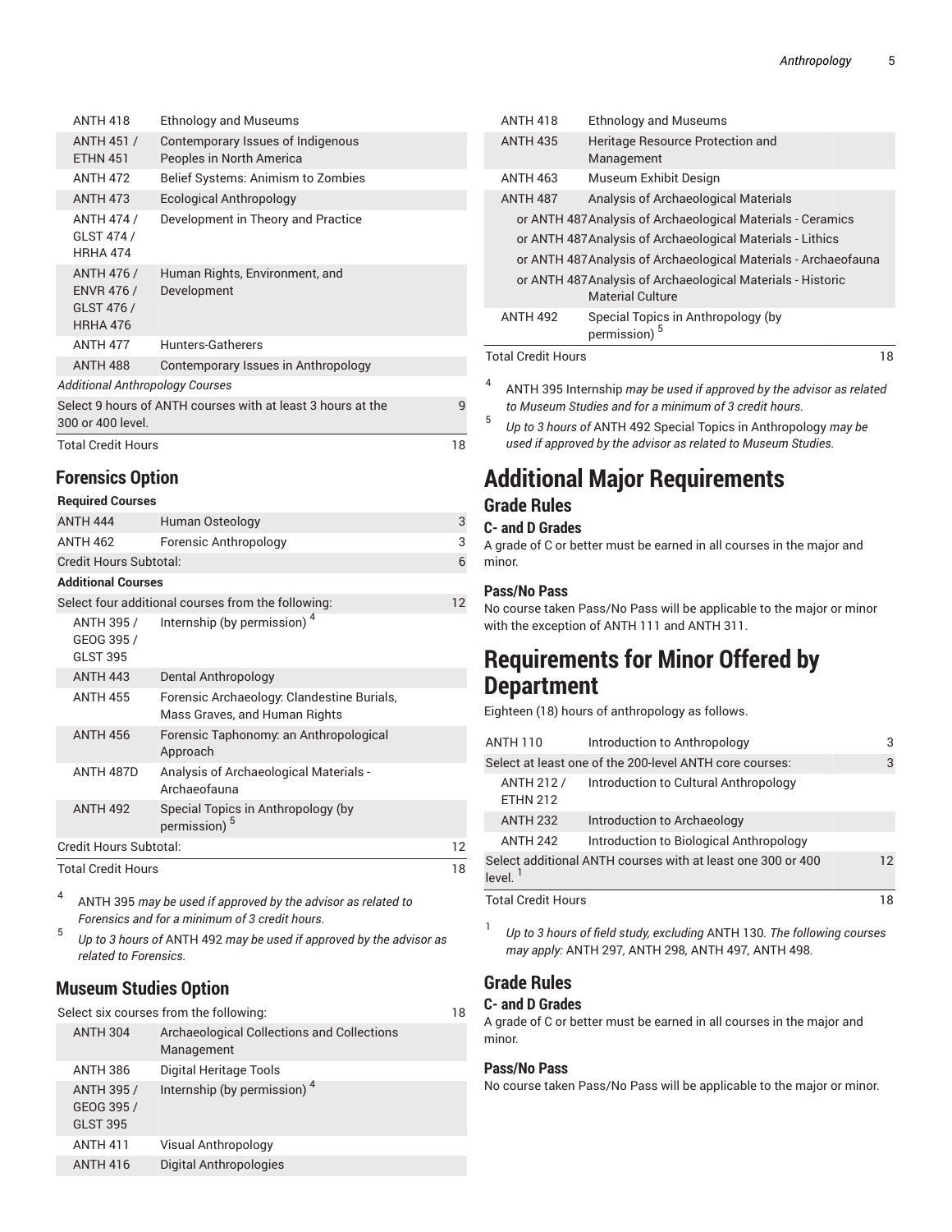| | | |
|---|---|---|
| ANTH 418 | Ethnology and Museums | |
| ANTH 451 / ETHN 451 | Contemporary Issues of Indigenous Peoples in North America | |
| ANTH 472 | Belief Systems: Animism to Zombies | |
| ANTH 473 | Ecological Anthropology | |
| ANTH 474 / GLST 474 / HRHA 474 | Development in Theory and Practice | |
| ANTH 476 / ENVR 476 / GLST 476 / HRHA 476 | Human Rights, Environment, and Development | |
| ANTH 477 | Hunters-Gatherers | |
| ANTH 488 | Contemporary Issues in Anthropology | |
| *Additional Anthropology Courses* | | |
| Select 9 hours of ANTH courses with at least 3 hours at the 300 or 400 level. | | 9 |
| Total Credit Hours | | 18 |

## Forensics Option

| | | |
|---|---|---|
| **Required Courses** | | |
| ANTH 444 | Human Osteology | 3 |
| ANTH 462 | Forensic Anthropology | 3 |
| Credit Hours Subtotal: | | 6 |
| **Additional Courses** | | |
| Select four additional courses from the following: | | 12 |
| ANTH 395 / GEOG 395 / GLST 395 | Internship (by permission) [4] | |
| ANTH 443 | Dental Anthropology | |
| ANTH 455 | Forensic Archaeology: Clandestine Burials, Mass Graves, and Human Rights | |
| ANTH 456 | Forensic Taphonomy: an Anthropological Approach | |
| ANTH 487D | Analysis of Archaeological Materials - Archaeofauna | |
| ANTH 492 | Special Topics in Anthropology (by permission) [5] | |
| Credit Hours Subtotal: | | 12 |
| Total Credit Hours | | 18 |

4. ANTH 395 *may be used if approved by the advisor as related to Forensics and for a minimum of 3 credit hours.*

5. *Up to 3 hours of* ANTH 492 *may be used if approved by the advisor as related to Forensics.*

## Museum Studies Option

| | | |
|---|---|---|
| Select six courses from the following: | | 18 |
| ANTH 304 | Archaeological Collections and Collections Management | |
| ANTH 386 | Digital Heritage Tools | |
| ANTH 395 / GEOG 395 / GLST 395 | Internship (by permission) [4] | |
| ANTH 411 | Visual Anthropology | |
| ANTH 416 | Digital Anthropologies | |
| ANTH 418 | Ethnology and Museums | |
| ANTH 435 | Heritage Resource Protection and Management | |
| ANTH 463 | Museum Exhibit Design | |
| ANTH 487 | Analysis of Archaeological Materials | |
| or ANTH 487 | Analysis of Archaeological Materials - Ceramics | |
| or ANTH 487 | Analysis of Archaeological Materials - Lithics | |
| or ANTH 487 | Analysis of Archaeological Materials - Archaeofauna | |
| or ANTH 487 | Analysis of Archaeological Materials - Historic Material Culture | |
| ANTH 492 | Special Topics in Anthropology (by permission) [5] | |
| Total Credit Hours | | 18 |

4. ANTH 395 Internship *may be used if approved by the advisor as related to Museum Studies and for a minimum of 3 credit hours.*

5. *Up to 3 hours of* ANTH 492 Special Topics in Anthropology *may be used if approved by the advisor as related to Museum Studies.*

# Additional Major Requirements

## Grade Rules

### C- and D Grades

A grade of C or better must be earned in all courses in the major and minor.

### Pass/No Pass

No course taken Pass/No Pass will be applicable to the major or minor with the exception of ANTH 111 and ANTH 311.

# Requirements for Minor Offered by Department

Eighteen (18) hours of anthropology as follows.

| | | |
|---|---|---|
| ANTH 110 | Introduction to Anthropology | 3 |
| Select at least one of the 200-level ANTH core courses: | | 3 |
| ANTH 212 / ETHN 212 | Introduction to Cultural Anthropology | |
| ANTH 232 | Introduction to Archaeology | |
| ANTH 242 | Introduction to Biological Anthropology | |
| Select additional ANTH courses with at least one 300 or 400 level. [1] | | 12 |
| Total Credit Hours | | 18 |

1. *Up to 3 hours of field study, excluding* ANTH 130*. The following courses may apply:* ANTH 297*,* ANTH 298*,* ANTH 497*,* ANTH 498*.*

## Grade Rules

### C- and D Grades

A grade of C or better must be earned in all courses in the major and minor.

### Pass/No Pass

No course taken Pass/No Pass will be applicable to the major or minor.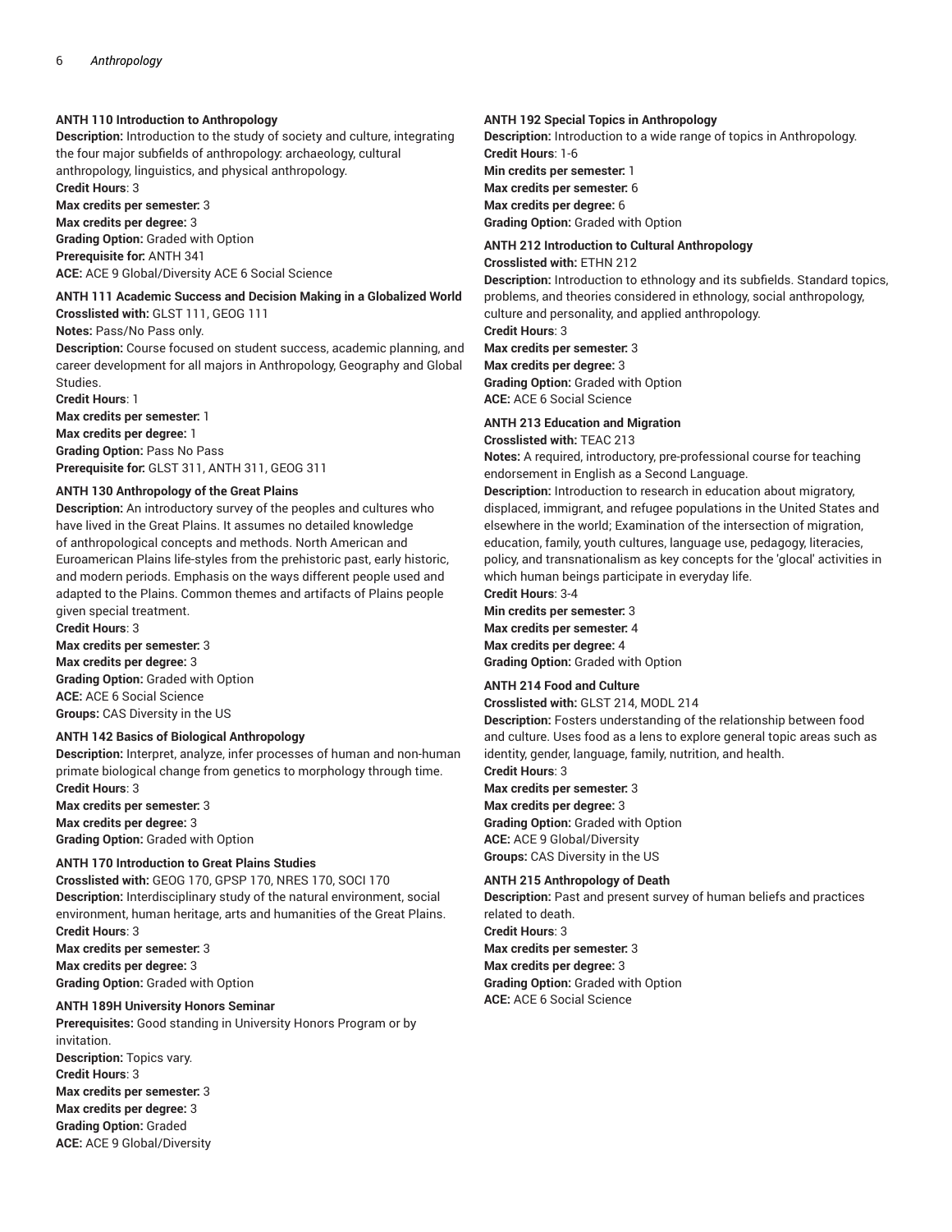**ANTH 110 Introduction to Anthropology**
**Description:** Introduction to the study of society and culture, integrating the four major subfields of anthropology: archaeology, cultural anthropology, linguistics, and physical anthropology.
**Credit Hours**: 3
**Max credits per semester:** 3
**Max credits per degree:** 3
**Grading Option:** Graded with Option
**Prerequisite for:** ANTH 341
**ACE:** ACE 9 Global/Diversity ACE 6 Social Science

**ANTH 111 Academic Success and Decision Making in a Globalized World**
**Crosslisted with:** GLST 111, GEOG 111
**Notes:** Pass/No Pass only.
**Description:** Course focused on student success, academic planning, and career development for all majors in Anthropology, Geography and Global Studies.
**Credit Hours**: 1
**Max credits per semester:** 1
**Max credits per degree:** 1
**Grading Option:** Pass No Pass
**Prerequisite for:** GLST 311, ANTH 311, GEOG 311

**ANTH 130 Anthropology of the Great Plains**
**Description:** An introductory survey of the peoples and cultures who have lived in the Great Plains. It assumes no detailed knowledge of anthropological concepts and methods. North American and Euroamerican Plains life-styles from the prehistoric past, early historic, and modern periods. Emphasis on the ways different people used and adapted to the Plains. Common themes and artifacts of Plains people given special treatment.
**Credit Hours**: 3
**Max credits per semester:** 3
**Max credits per degree:** 3
**Grading Option:** Graded with Option
**ACE:** ACE 6 Social Science
**Groups:** CAS Diversity in the US

**ANTH 142 Basics of Biological Anthropology**
**Description:** Interpret, analyze, infer processes of human and non-human primate biological change from genetics to morphology through time.
**Credit Hours**: 3
**Max credits per semester:** 3
**Max credits per degree:** 3
**Grading Option:** Graded with Option

**ANTH 170 Introduction to Great Plains Studies**
**Crosslisted with:** GEOG 170, GPSP 170, NRES 170, SOCI 170
**Description:** Interdisciplinary study of the natural environment, social environment, human heritage, arts and humanities of the Great Plains.
**Credit Hours**: 3
**Max credits per semester:** 3
**Max credits per degree:** 3
**Grading Option:** Graded with Option

**ANTH 189H University Honors Seminar**
**Prerequisites:** Good standing in University Honors Program or by invitation.
**Description:** Topics vary.
**Credit Hours**: 3
**Max credits per semester:** 3
**Max credits per degree:** 3
**Grading Option:** Graded
**ACE:** ACE 9 Global/Diversity

**ANTH 192 Special Topics in Anthropology**
**Description:** Introduction to a wide range of topics in Anthropology.
**Credit Hours**: 1-6
**Min credits per semester:** 1
**Max credits per semester:** 6
**Max credits per degree:** 6
**Grading Option:** Graded with Option

**ANTH 212 Introduction to Cultural Anthropology**
**Crosslisted with:** ETHN 212
**Description:** Introduction to ethnology and its subfields. Standard topics, problems, and theories considered in ethnology, social anthropology, culture and personality, and applied anthropology.
**Credit Hours**: 3
**Max credits per semester:** 3
**Max credits per degree:** 3
**Grading Option:** Graded with Option
**ACE:** ACE 6 Social Science

**ANTH 213 Education and Migration**
**Crosslisted with:** TEAC 213
**Notes:** A required, introductory, pre-professional course for teaching endorsement in English as a Second Language.
**Description:** Introduction to research in education about migratory, displaced, immigrant, and refugee populations in the United States and elsewhere in the world; Examination of the intersection of migration, education, family, youth cultures, language use, pedagogy, literacies, policy, and transnationalism as key concepts for the 'glocal' activities in which human beings participate in everyday life.
**Credit Hours**: 3-4
**Min credits per semester:** 3
**Max credits per semester:** 4
**Max credits per degree:** 4
**Grading Option:** Graded with Option

**ANTH 214 Food and Culture**
**Crosslisted with:** GLST 214, MODL 214
**Description:** Fosters understanding of the relationship between food and culture. Uses food as a lens to explore general topic areas such as identity, gender, language, family, nutrition, and health.
**Credit Hours**: 3
**Max credits per semester:** 3
**Max credits per degree:** 3
**Grading Option:** Graded with Option
**ACE:** ACE 9 Global/Diversity
**Groups:** CAS Diversity in the US

**ANTH 215 Anthropology of Death**
**Description:** Past and present survey of human beliefs and practices related to death.
**Credit Hours**: 3
**Max credits per semester:** 3
**Max credits per degree:** 3
**Grading Option:** Graded with Option
**ACE:** ACE 6 Social Science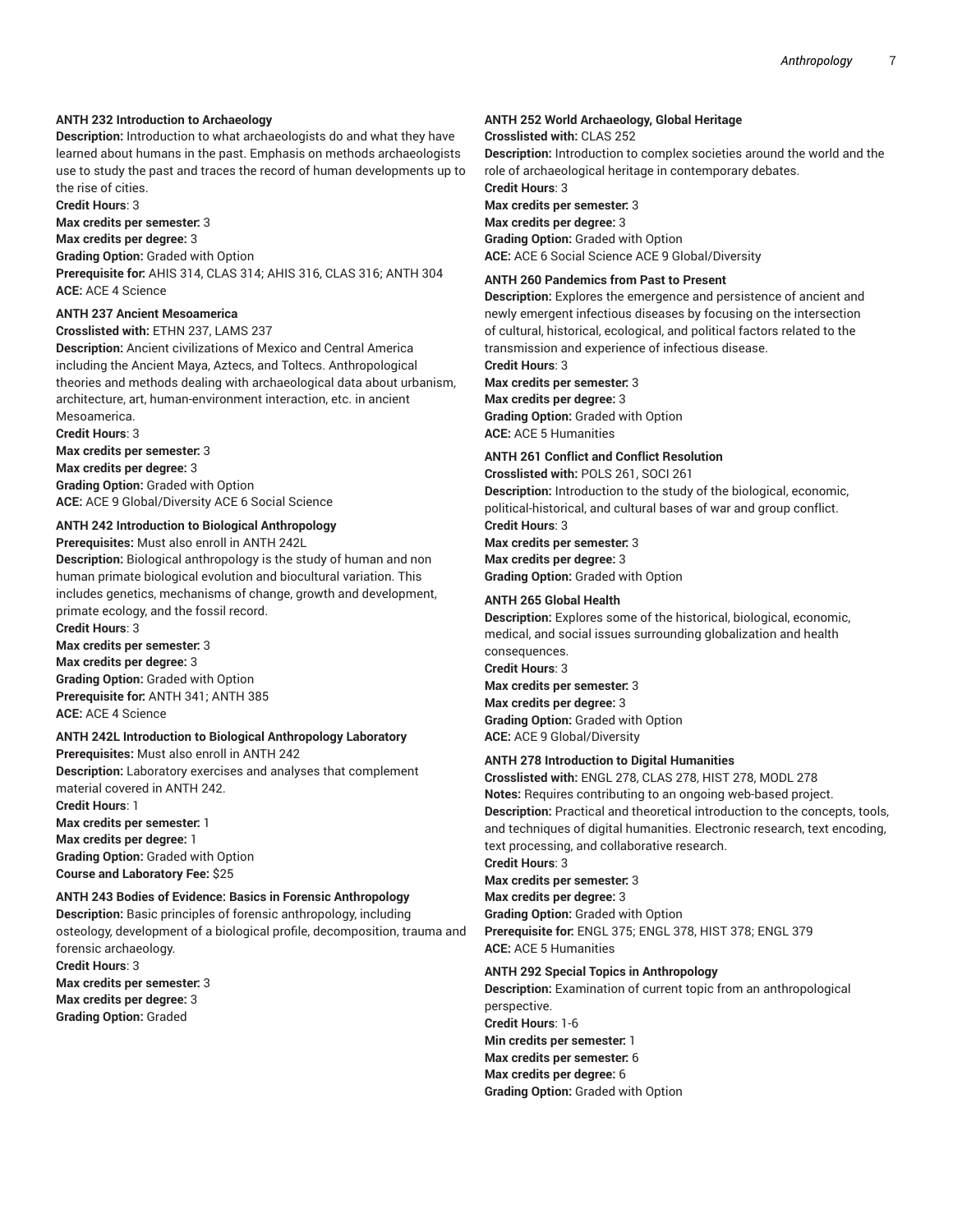### ANTH 232 Introduction to Archaeology

**Description:** Introduction to what archaeologists do and what they have learned about humans in the past. Emphasis on methods archaeologists use to study the past and traces the record of human developments up to the rise of cities.
**Credit Hours**: 3
**Max credits per semester:** 3
**Max credits per degree:** 3
**Grading Option:** Graded with Option
**Prerequisite for:** AHIS 314, CLAS 314; AHIS 316, CLAS 316; ANTH 304
**ACE:** ACE 4 Science

### ANTH 237 Ancient Mesoamerica

**Crosslisted with:** ETHN 237, LAMS 237
**Description:** Ancient civilizations of Mexico and Central America including the Ancient Maya, Aztecs, and Toltecs. Anthropological theories and methods dealing with archaeological data about urbanism, architecture, art, human-environment interaction, etc. in ancient Mesoamerica.
**Credit Hours**: 3
**Max credits per semester:** 3
**Max credits per degree:** 3
**Grading Option:** Graded with Option
**ACE:** ACE 9 Global/Diversity ACE 6 Social Science

### ANTH 242 Introduction to Biological Anthropology

**Prerequisites:** Must also enroll in ANTH 242L
**Description:** Biological anthropology is the study of human and non human primate biological evolution and biocultural variation. This includes genetics, mechanisms of change, growth and development, primate ecology, and the fossil record.
**Credit Hours**: 3
**Max credits per semester:** 3
**Max credits per degree:** 3
**Grading Option:** Graded with Option
**Prerequisite for:** ANTH 341; ANTH 385
**ACE:** ACE 4 Science

### ANTH 242L Introduction to Biological Anthropology Laboratory

**Prerequisites:** Must also enroll in ANTH 242
**Description:** Laboratory exercises and analyses that complement material covered in ANTH 242.
**Credit Hours**: 1
**Max credits per semester:** 1
**Max credits per degree:** 1
**Grading Option:** Graded with Option
**Course and Laboratory Fee:** $25

### ANTH 243 Bodies of Evidence: Basics in Forensic Anthropology

**Description:** Basic principles of forensic anthropology, including osteology, development of a biological profile, decomposition, trauma and forensic archaeology.
**Credit Hours**: 3
**Max credits per semester:** 3
**Max credits per degree:** 3
**Grading Option:** Graded

### ANTH 252 World Archaeology, Global Heritage

**Crosslisted with:** CLAS 252
**Description:** Introduction to complex societies around the world and the role of archaeological heritage in contemporary debates.
**Credit Hours**: 3
**Max credits per semester:** 3
**Max credits per degree:** 3
**Grading Option:** Graded with Option
**ACE:** ACE 6 Social Science ACE 9 Global/Diversity

### ANTH 260 Pandemics from Past to Present

**Description:** Explores the emergence and persistence of ancient and newly emergent infectious diseases by focusing on the intersection of cultural, historical, ecological, and political factors related to the transmission and experience of infectious disease.
**Credit Hours**: 3
**Max credits per semester:** 3
**Max credits per degree:** 3
**Grading Option:** Graded with Option
**ACE:** ACE 5 Humanities

### ANTH 261 Conflict and Conflict Resolution

**Crosslisted with:** POLS 261, SOCI 261
**Description:** Introduction to the study of the biological, economic, political-historical, and cultural bases of war and group conflict.
**Credit Hours**: 3
**Max credits per semester:** 3
**Max credits per degree:** 3
**Grading Option:** Graded with Option

### ANTH 265 Global Health

**Description:** Explores some of the historical, biological, economic, medical, and social issues surrounding globalization and health consequences.
**Credit Hours**: 3
**Max credits per semester:** 3
**Max credits per degree:** 3
**Grading Option:** Graded with Option
**ACE:** ACE 9 Global/Diversity

### ANTH 278 Introduction to Digital Humanities

**Crosslisted with:** ENGL 278, CLAS 278, HIST 278, MODL 278
**Notes:** Requires contributing to an ongoing web-based project.
**Description:** Practical and theoretical introduction to the concepts, tools, and techniques of digital humanities. Electronic research, text encoding, text processing, and collaborative research.
**Credit Hours**: 3
**Max credits per semester:** 3
**Max credits per degree:** 3
**Grading Option:** Graded with Option
**Prerequisite for:** ENGL 375; ENGL 378, HIST 378; ENGL 379
**ACE:** ACE 5 Humanities

### ANTH 292 Special Topics in Anthropology

**Description:** Examination of current topic from an anthropological perspective.
**Credit Hours**: 1-6
**Min credits per semester:** 1
**Max credits per semester:** 6
**Max credits per degree:** 6
**Grading Option:** Graded with Option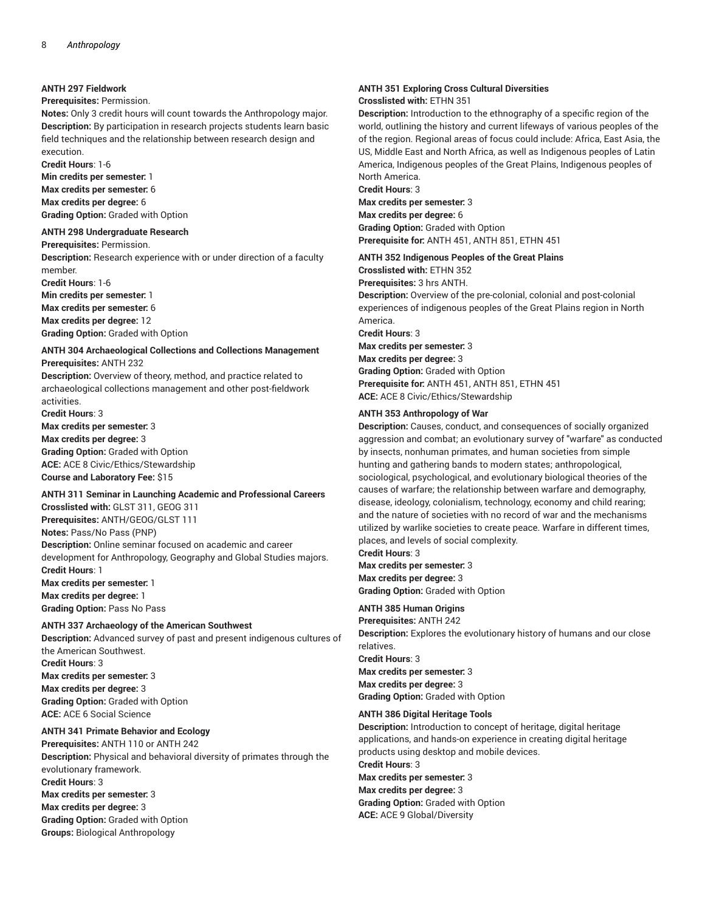**ANTH 297 Fieldwork**
**Prerequisites:** Permission.
**Notes:** Only 3 credit hours will count towards the Anthropology major.
**Description:** By participation in research projects students learn basic field techniques and the relationship between research design and execution.
**Credit Hours**: 1-6
**Min credits per semester:** 1
**Max credits per semester:** 6
**Max credits per degree:** 6
**Grading Option:** Graded with Option

**ANTH 298 Undergraduate Research**
**Prerequisites:** Permission.
**Description:** Research experience with or under direction of a faculty member.
**Credit Hours**: 1-6
**Min credits per semester:** 1
**Max credits per semester:** 6
**Max credits per degree:** 12
**Grading Option:** Graded with Option

**ANTH 304 Archaeological Collections and Collections Management**
**Prerequisites:** ANTH 232
**Description:** Overview of theory, method, and practice related to archaeological collections management and other post-fieldwork activities.
**Credit Hours**: 3
**Max credits per semester:** 3
**Max credits per degree:** 3
**Grading Option:** Graded with Option
**ACE:** ACE 8 Civic/Ethics/Stewardship
**Course and Laboratory Fee:** $15

**ANTH 311 Seminar in Launching Academic and Professional Careers**
**Crosslisted with:** GLST 311, GEOG 311
**Prerequisites:** ANTH/GEOG/GLST 111
**Notes:** Pass/No Pass (PNP)
**Description:** Online seminar focused on academic and career development for Anthropology, Geography and Global Studies majors.
**Credit Hours**: 1
**Max credits per semester:** 1
**Max credits per degree:** 1
**Grading Option:** Pass No Pass

**ANTH 337 Archaeology of the American Southwest**
**Description:** Advanced survey of past and present indigenous cultures of the American Southwest.
**Credit Hours**: 3
**Max credits per semester:** 3
**Max credits per degree:** 3
**Grading Option:** Graded with Option
**ACE:** ACE 6 Social Science

**ANTH 341 Primate Behavior and Ecology**
**Prerequisites:** ANTH 110 or ANTH 242
**Description:** Physical and behavioral diversity of primates through the evolutionary framework.
**Credit Hours**: 3
**Max credits per semester:** 3
**Max credits per degree:** 3
**Grading Option:** Graded with Option
**Groups:** Biological Anthropology

**ANTH 351 Exploring Cross Cultural Diversities**
**Crosslisted with:** ETHN 351
**Description:** Introduction to the ethnography of a specific region of the world, outlining the history and current lifeways of various peoples of the of the region. Regional areas of focus could include: Africa, East Asia, the US, Middle East and North Africa, as well as Indigenous peoples of Latin America, Indigenous peoples of the Great Plains, Indigenous peoples of North America.
**Credit Hours**: 3
**Max credits per semester:** 3
**Max credits per degree:** 6
**Grading Option:** Graded with Option
**Prerequisite for:** ANTH 451, ANTH 851, ETHN 451

**ANTH 352 Indigenous Peoples of the Great Plains**
**Crosslisted with:** ETHN 352
**Prerequisites:** 3 hrs ANTH.
**Description:** Overview of the pre-colonial, colonial and post-colonial experiences of indigenous peoples of the Great Plains region in North America.
**Credit Hours**: 3
**Max credits per semester:** 3
**Max credits per degree:** 3
**Grading Option:** Graded with Option
**Prerequisite for:** ANTH 451, ANTH 851, ETHN 451
**ACE:** ACE 8 Civic/Ethics/Stewardship

**ANTH 353 Anthropology of War**
**Description:** Causes, conduct, and consequences of socially organized aggression and combat; an evolutionary survey of "warfare" as conducted by insects, nonhuman primates, and human societies from simple hunting and gathering bands to modern states; anthropological, sociological, psychological, and evolutionary biological theories of the causes of warfare; the relationship between warfare and demography, disease, ideology, colonialism, technology, economy and child rearing; and the nature of societies with no record of war and the mechanisms utilized by warlike societies to create peace. Warfare in different times, places, and levels of social complexity.
**Credit Hours**: 3
**Max credits per semester:** 3
**Max credits per degree:** 3
**Grading Option:** Graded with Option

**ANTH 385 Human Origins**
**Prerequisites:** ANTH 242
**Description:** Explores the evolutionary history of humans and our close relatives.
**Credit Hours**: 3
**Max credits per semester:** 3
**Max credits per degree:** 3
**Grading Option:** Graded with Option

**ANTH 386 Digital Heritage Tools**
**Description:** Introduction to concept of heritage, digital heritage applications, and hands-on experience in creating digital heritage products using desktop and mobile devices.
**Credit Hours**: 3
**Max credits per semester:** 3
**Max credits per degree:** 3
**Grading Option:** Graded with Option
**ACE:** ACE 9 Global/Diversity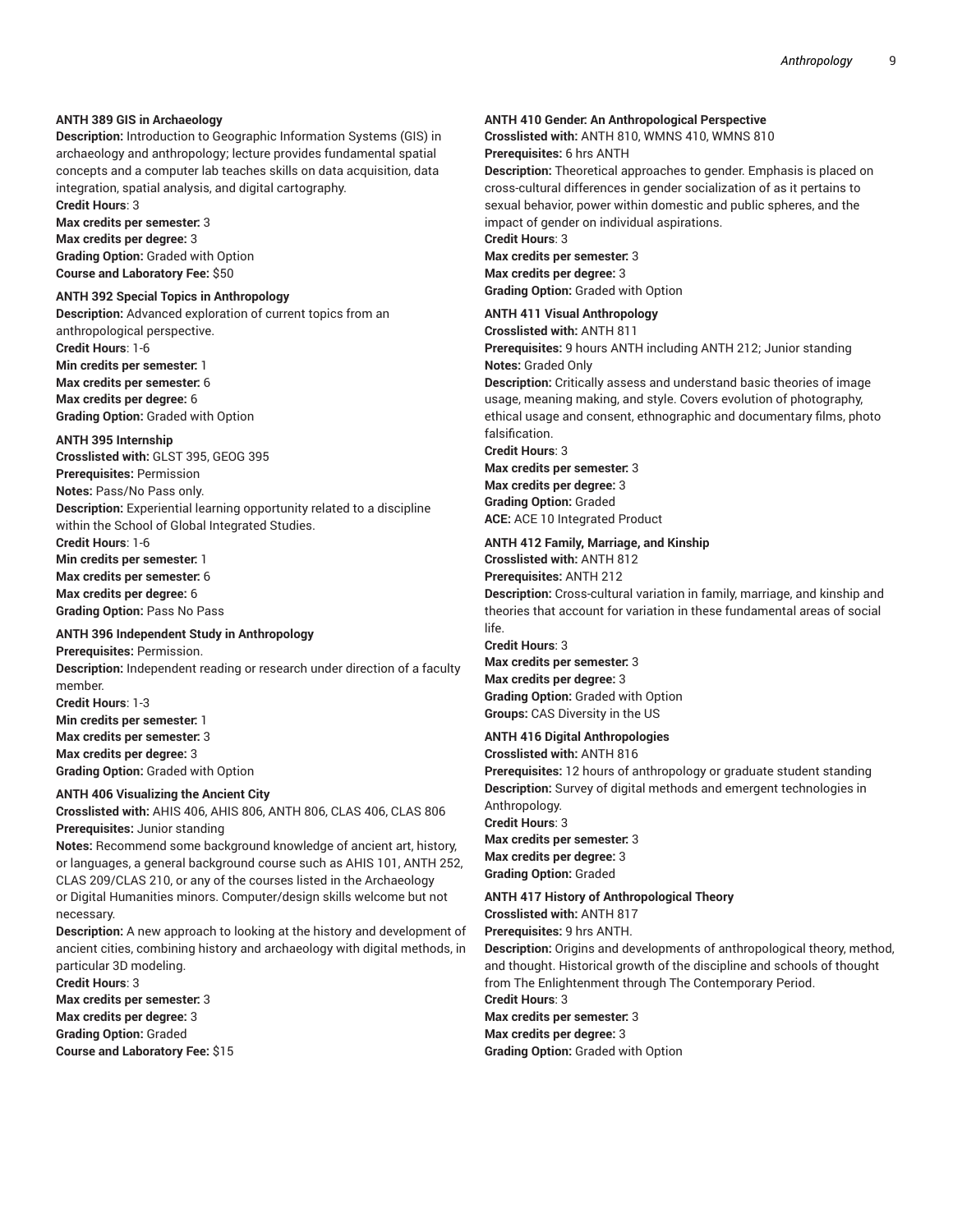**ANTH 389 GIS in Archaeology**
**Description:** Introduction to Geographic Information Systems (GIS) in archaeology and anthropology; lecture provides fundamental spatial concepts and a computer lab teaches skills on data acquisition, data integration, spatial analysis, and digital cartography.
**Credit Hours**: 3
**Max credits per semester:** 3
**Max credits per degree:** 3
**Grading Option:** Graded with Option
**Course and Laboratory Fee:** $50

**ANTH 392 Special Topics in Anthropology**
**Description:** Advanced exploration of current topics from an anthropological perspective.
**Credit Hours**: 1-6
**Min credits per semester:** 1
**Max credits per semester:** 6
**Max credits per degree:** 6
**Grading Option:** Graded with Option

**ANTH 395 Internship**
**Crosslisted with:** GLST 395, GEOG 395
**Prerequisites:** Permission
**Notes:** Pass/No Pass only.
**Description:** Experiential learning opportunity related to a discipline within the School of Global Integrated Studies.
**Credit Hours**: 1-6
**Min credits per semester:** 1
**Max credits per semester:** 6
**Max credits per degree:** 6
**Grading Option:** Pass No Pass

**ANTH 396 Independent Study in Anthropology**
**Prerequisites:** Permission.
**Description:** Independent reading or research under direction of a faculty member.
**Credit Hours**: 1-3
**Min credits per semester:** 1
**Max credits per semester:** 3
**Max credits per degree:** 3
**Grading Option:** Graded with Option

**ANTH 406 Visualizing the Ancient City**
**Crosslisted with:** AHIS 406, AHIS 806, ANTH 806, CLAS 406, CLAS 806
**Prerequisites:** Junior standing
**Notes:** Recommend some background knowledge of ancient art, history, or languages, a general background course such as AHIS 101, ANTH 252, CLAS 209/CLAS 210, or any of the courses listed in the Archaeology or Digital Humanities minors. Computer/design skills welcome but not necessary.
**Description:** A new approach to looking at the history and development of ancient cities, combining history and archaeology with digital methods, in particular 3D modeling.
**Credit Hours**: 3
**Max credits per semester:** 3
**Max credits per degree:** 3
**Grading Option:** Graded
**Course and Laboratory Fee:** $15

**ANTH 410 Gender: An Anthropological Perspective**
**Crosslisted with:** ANTH 810, WMNS 410, WMNS 810
**Prerequisites:** 6 hrs ANTH
**Description:** Theoretical approaches to gender. Emphasis is placed on cross-cultural differences in gender socialization of as it pertains to sexual behavior, power within domestic and public spheres, and the impact of gender on individual aspirations.
**Credit Hours**: 3
**Max credits per semester:** 3
**Max credits per degree:** 3
**Grading Option:** Graded with Option

**ANTH 411 Visual Anthropology**
**Crosslisted with:** ANTH 811
**Prerequisites:** 9 hours ANTH including ANTH 212; Junior standing
**Notes:** Graded Only
**Description:** Critically assess and understand basic theories of image usage, meaning making, and style. Covers evolution of photography, ethical usage and consent, ethnographic and documentary films, photo falsification.
**Credit Hours**: 3
**Max credits per semester:** 3
**Max credits per degree:** 3
**Grading Option:** Graded
**ACE:** ACE 10 Integrated Product

**ANTH 412 Family, Marriage, and Kinship**
**Crosslisted with:** ANTH 812
**Prerequisites:** ANTH 212
**Description:** Cross-cultural variation in family, marriage, and kinship and theories that account for variation in these fundamental areas of social life.
**Credit Hours**: 3
**Max credits per semester:** 3
**Max credits per degree:** 3
**Grading Option:** Graded with Option
**Groups:** CAS Diversity in the US

**ANTH 416 Digital Anthropologies**
**Crosslisted with:** ANTH 816
**Prerequisites:** 12 hours of anthropology or graduate student standing
**Description:** Survey of digital methods and emergent technologies in Anthropology.
**Credit Hours**: 3
**Max credits per semester:** 3
**Max credits per degree:** 3
**Grading Option:** Graded

**ANTH 417 History of Anthropological Theory**
**Crosslisted with:** ANTH 817
**Prerequisites:** 9 hrs ANTH.
**Description:** Origins and developments of anthropological theory, method, and thought. Historical growth of the discipline and schools of thought from The Enlightenment through The Contemporary Period.
**Credit Hours**: 3
**Max credits per semester:** 3
**Max credits per degree:** 3
**Grading Option:** Graded with Option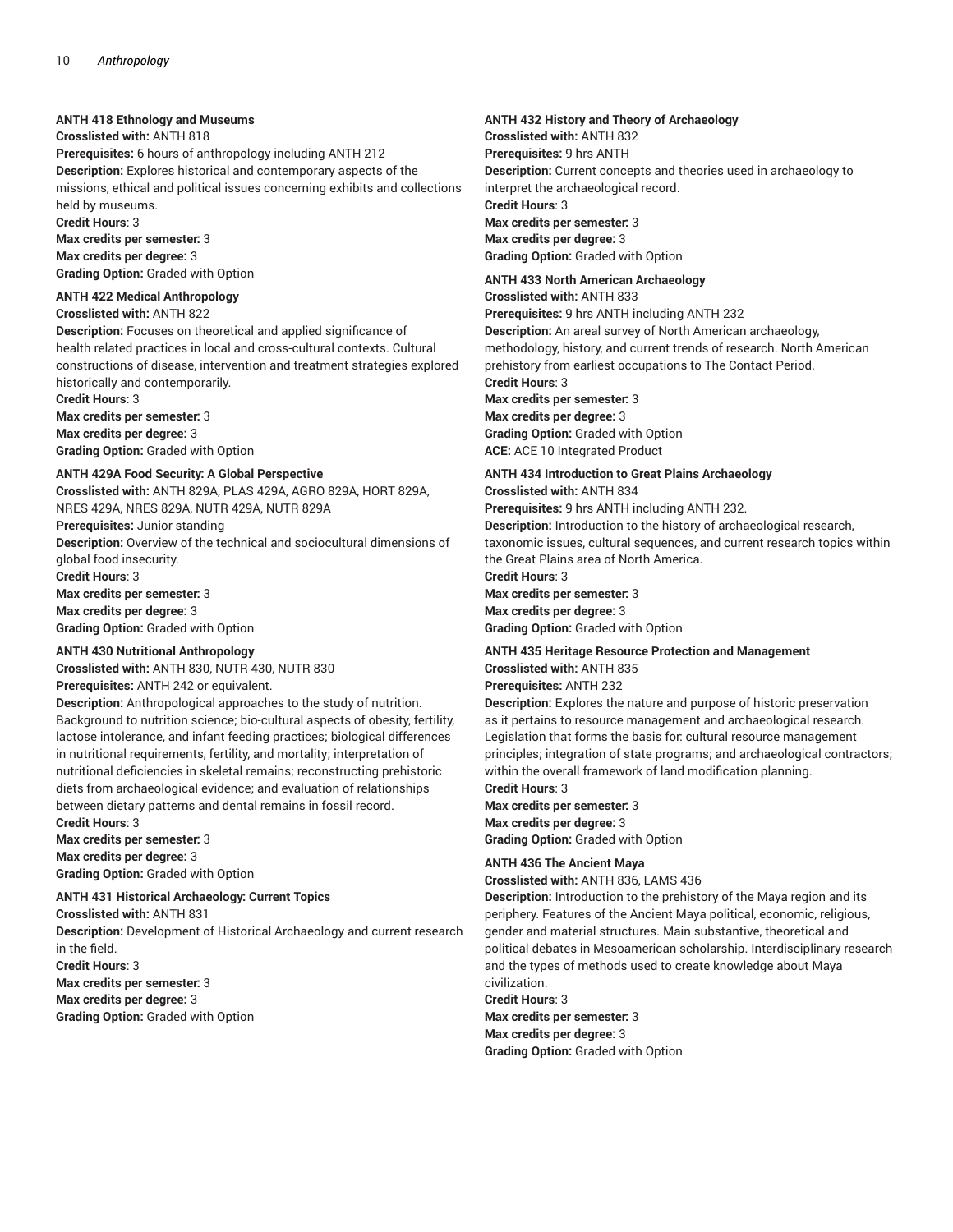**ANTH 418 Ethnology and Museums**
**Crosslisted with:** ANTH 818
**Prerequisites:** 6 hours of anthropology including ANTH 212
**Description:** Explores historical and contemporary aspects of the missions, ethical and political issues concerning exhibits and collections held by museums.
**Credit Hours**: 3
**Max credits per semester:** 3
**Max credits per degree:** 3
**Grading Option:** Graded with Option

**ANTH 422 Medical Anthropology**
**Crosslisted with:** ANTH 822
**Description:** Focuses on theoretical and applied significance of health related practices in local and cross-cultural contexts. Cultural constructions of disease, intervention and treatment strategies explored historically and contemporarily.
**Credit Hours**: 3
**Max credits per semester:** 3
**Max credits per degree:** 3
**Grading Option:** Graded with Option

**ANTH 429A Food Security: A Global Perspective**
**Crosslisted with:** ANTH 829A, PLAS 429A, AGRO 829A, HORT 829A, NRES 429A, NRES 829A, NUTR 429A, NUTR 829A
**Prerequisites:** Junior standing
**Description:** Overview of the technical and sociocultural dimensions of global food insecurity.
**Credit Hours**: 3
**Max credits per semester:** 3
**Max credits per degree:** 3
**Grading Option:** Graded with Option

**ANTH 430 Nutritional Anthropology**
**Crosslisted with:** ANTH 830, NUTR 430, NUTR 830
**Prerequisites:** ANTH 242 or equivalent.
**Description:** Anthropological approaches to the study of nutrition. Background to nutrition science; bio-cultural aspects of obesity, fertility, lactose intolerance, and infant feeding practices; biological differences in nutritional requirements, fertility, and mortality; interpretation of nutritional deficiencies in skeletal remains; reconstructing prehistoric diets from archaeological evidence; and evaluation of relationships between dietary patterns and dental remains in fossil record.
**Credit Hours**: 3
**Max credits per semester:** 3
**Max credits per degree:** 3
**Grading Option:** Graded with Option

**ANTH 431 Historical Archaeology: Current Topics**
**Crosslisted with:** ANTH 831
**Description:** Development of Historical Archaeology and current research in the field.
**Credit Hours**: 3
**Max credits per semester:** 3
**Max credits per degree:** 3
**Grading Option:** Graded with Option

**ANTH 432 History and Theory of Archaeology**
**Crosslisted with:** ANTH 832
**Prerequisites:** 9 hrs ANTH
**Description:** Current concepts and theories used in archaeology to interpret the archaeological record.
**Credit Hours**: 3
**Max credits per semester:** 3
**Max credits per degree:** 3
**Grading Option:** Graded with Option

**ANTH 433 North American Archaeology**
**Crosslisted with:** ANTH 833
**Prerequisites:** 9 hrs ANTH including ANTH 232
**Description:** An areal survey of North American archaeology, methodology, history, and current trends of research. North American prehistory from earliest occupations to The Contact Period.
**Credit Hours**: 3
**Max credits per semester:** 3
**Max credits per degree:** 3
**Grading Option:** Graded with Option
**ACE:** ACE 10 Integrated Product

**ANTH 434 Introduction to Great Plains Archaeology**
**Crosslisted with:** ANTH 834
**Prerequisites:** 9 hrs ANTH including ANTH 232.
**Description:** Introduction to the history of archaeological research, taxonomic issues, cultural sequences, and current research topics within the Great Plains area of North America.
**Credit Hours**: 3
**Max credits per semester:** 3
**Max credits per degree:** 3
**Grading Option:** Graded with Option

**ANTH 435 Heritage Resource Protection and Management**
**Crosslisted with:** ANTH 835
**Prerequisites:** ANTH 232
**Description:** Explores the nature and purpose of historic preservation as it pertains to resource management and archaeological research. Legislation that forms the basis for: cultural resource management principles; integration of state programs; and archaeological contractors; within the overall framework of land modification planning.
**Credit Hours**: 3
**Max credits per semester:** 3
**Max credits per degree:** 3
**Grading Option:** Graded with Option

**ANTH 436 The Ancient Maya**
**Crosslisted with:** ANTH 836, LAMS 436
**Description:** Introduction to the prehistory of the Maya region and its periphery. Features of the Ancient Maya political, economic, religious, gender and material structures. Main substantive, theoretical and political debates in Mesoamerican scholarship. Interdisciplinary research and the types of methods used to create knowledge about Maya civilization.
**Credit Hours**: 3
**Max credits per semester:** 3
**Max credits per degree:** 3
**Grading Option:** Graded with Option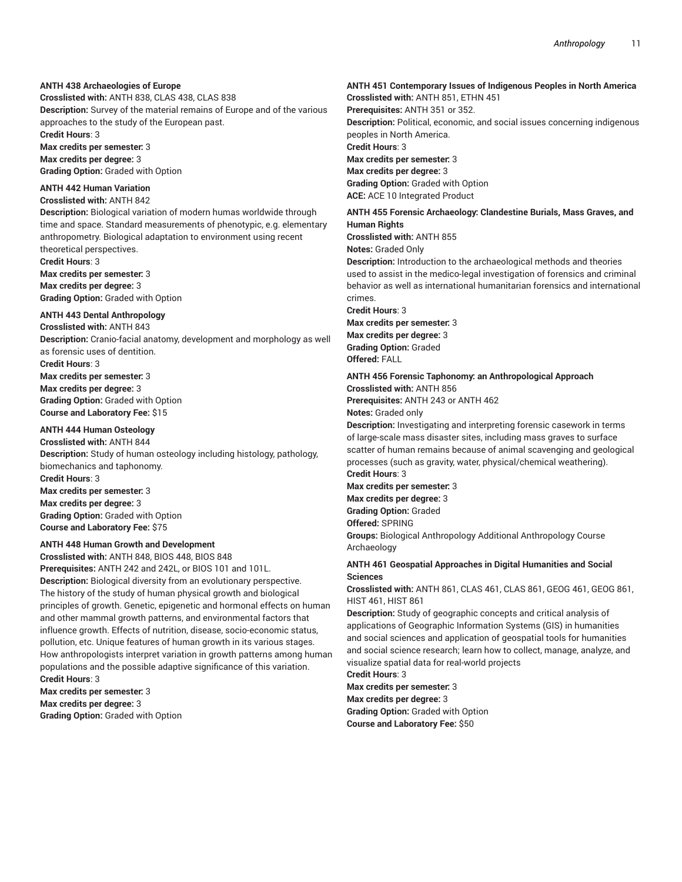**ANTH 438 Archaeologies of Europe**
**Crosslisted with:** ANTH 838, CLAS 438, CLAS 838
**Description:** Survey of the material remains of Europe and of the various approaches to the study of the European past.
**Credit Hours**: 3
**Max credits per semester:** 3
**Max credits per degree:** 3
**Grading Option:** Graded with Option

**ANTH 442 Human Variation**
**Crosslisted with:** ANTH 842
**Description:** Biological variation of modern humas worldwide through time and space. Standard measurements of phenotypic, e.g. elementary anthropometry. Biological adaptation to environment using recent theoretical perspectives.
**Credit Hours**: 3
**Max credits per semester:** 3
**Max credits per degree:** 3
**Grading Option:** Graded with Option

**ANTH 443 Dental Anthropology**
**Crosslisted with:** ANTH 843
**Description:** Cranio-facial anatomy, development and morphology as well as forensic uses of dentition.
**Credit Hours**: 3
**Max credits per semester:** 3
**Max credits per degree:** 3
**Grading Option:** Graded with Option
**Course and Laboratory Fee:** $15

**ANTH 444 Human Osteology**
**Crosslisted with:** ANTH 844
**Description:** Study of human osteology including histology, pathology, biomechanics and taphonomy.
**Credit Hours**: 3
**Max credits per semester:** 3
**Max credits per degree:** 3
**Grading Option:** Graded with Option
**Course and Laboratory Fee:** $75

**ANTH 448 Human Growth and Development**
**Crosslisted with:** ANTH 848, BIOS 448, BIOS 848
**Prerequisites:** ANTH 242 and 242L, or BIOS 101 and 101L.
**Description:** Biological diversity from an evolutionary perspective. The history of the study of human physical growth and biological principles of growth. Genetic, epigenetic and hormonal effects on human and other mammal growth patterns, and environmental factors that influence growth. Effects of nutrition, disease, socio-economic status, pollution, etc. Unique features of human growth in its various stages. How anthropologists interpret variation in growth patterns among human populations and the possible adaptive significance of this variation.
**Credit Hours**: 3
**Max credits per semester:** 3
**Max credits per degree:** 3
**Grading Option:** Graded with Option

**ANTH 451 Contemporary Issues of Indigenous Peoples in North America**
**Crosslisted with:** ANTH 851, ETHN 451
**Prerequisites:** ANTH 351 or 352.
**Description:** Political, economic, and social issues concerning indigenous peoples in North America.
**Credit Hours**: 3
**Max credits per semester:** 3
**Max credits per degree:** 3
**Grading Option:** Graded with Option
**ACE:** ACE 10 Integrated Product

**ANTH 455 Forensic Archaeology: Clandestine Burials, Mass Graves, and Human Rights**
**Crosslisted with:** ANTH 855
**Notes:** Graded Only
**Description:** Introduction to the archaeological methods and theories used to assist in the medico-legal investigation of forensics and criminal behavior as well as international humanitarian forensics and international crimes.
**Credit Hours**: 3
**Max credits per semester:** 3
**Max credits per degree:** 3
**Grading Option:** Graded
**Offered:** FALL

**ANTH 456 Forensic Taphonomy: an Anthropological Approach**
**Crosslisted with:** ANTH 856
**Prerequisites:** ANTH 243 or ANTH 462
**Notes:** Graded only
**Description:** Investigating and interpreting forensic casework in terms of large-scale mass disaster sites, including mass graves to surface scatter of human remains because of animal scavenging and geological processes (such as gravity, water, physical/chemical weathering).
**Credit Hours**: 3
**Max credits per semester:** 3
**Max credits per degree:** 3
**Grading Option:** Graded
**Offered:** SPRING
**Groups:** Biological Anthropology Additional Anthropology Course Archaeology

**ANTH 461 Geospatial Approaches in Digital Humanities and Social Sciences**
**Crosslisted with:** ANTH 861, CLAS 461, CLAS 861, GEOG 461, GEOG 861, HIST 461, HIST 861
**Description:** Study of geographic concepts and critical analysis of applications of Geographic Information Systems (GIS) in humanities and social sciences and application of geospatial tools for humanities and social science research; learn how to collect, manage, analyze, and visualize spatial data for real-world projects
**Credit Hours**: 3
**Max credits per semester:** 3
**Max credits per degree:** 3
**Grading Option:** Graded with Option
**Course and Laboratory Fee:** $50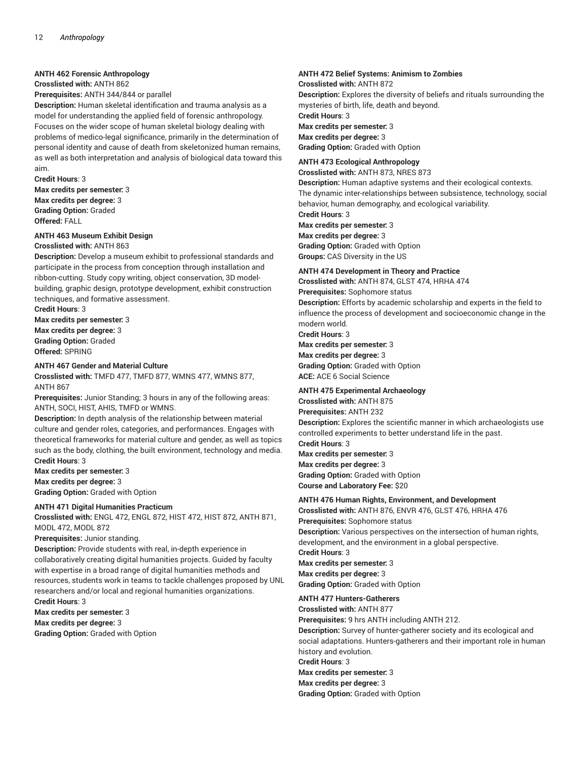**ANTH 462 Forensic Anthropology**

**Crosslisted with:** ANTH 862

**Prerequisites:** ANTH 344/844 or parallel

**Description:** Human skeletal identification and trauma analysis as a model for understanding the applied field of forensic anthropology. Focuses on the wider scope of human skeletal biology dealing with problems of medico-legal significance, primarily in the determination of personal identity and cause of death from skeletonized human remains, as well as both interpretation and analysis of biological data toward this aim.

**Credit Hours**: 3

**Max credits per semester:** 3

**Max credits per degree:** 3

**Grading Option:** Graded

**Offered:** FALL

**ANTH 463 Museum Exhibit Design**

**Crosslisted with:** ANTH 863

**Description:** Develop a museum exhibit to professional standards and participate in the process from conception through installation and ribbon-cutting. Study copy writing, object conservation, 3D model-building, graphic design, prototype development, exhibit construction techniques, and formative assessment.

**Credit Hours**: 3

**Max credits per semester:** 3

**Max credits per degree:** 3

**Grading Option:** Graded

**Offered:** SPRING

**ANTH 467 Gender and Material Culture**

**Crosslisted with:** TMFD 477, TMFD 877, WMNS 477, WMNS 877, ANTH 867

**Prerequisites:** Junior Standing; 3 hours in any of the following areas: ANTH, SOCI, HIST, AHIS, TMFD or WMNS.

**Description:** In depth analysis of the relationship between material culture and gender roles, categories, and performances. Engages with theoretical frameworks for material culture and gender, as well as topics such as the body, clothing, the built environment, technology and media.

**Credit Hours**: 3

**Max credits per semester:** 3

**Max credits per degree:** 3

**Grading Option:** Graded with Option

**ANTH 471 Digital Humanities Practicum**

**Crosslisted with:** ENGL 472, ENGL 872, HIST 472, HIST 872, ANTH 871, MODL 472, MODL 872

**Prerequisites:** Junior standing.

**Description:** Provide students with real, in-depth experience in collaboratively creating digital humanities projects. Guided by faculty with expertise in a broad range of digital humanities methods and resources, students work in teams to tackle challenges proposed by UNL researchers and/or local and regional humanities organizations.

**Credit Hours**: 3

**Max credits per semester:** 3

**Max credits per degree:** 3

**Grading Option:** Graded with Option

**ANTH 472 Belief Systems: Animism to Zombies**

**Crosslisted with:** ANTH 872

**Description:** Explores the diversity of beliefs and rituals surrounding the mysteries of birth, life, death and beyond.

**Credit Hours**: 3

**Max credits per semester:** 3

**Max credits per degree:** 3

**Grading Option:** Graded with Option

**ANTH 473 Ecological Anthropology**

**Crosslisted with:** ANTH 873, NRES 873

**Description:** Human adaptive systems and their ecological contexts. The dynamic inter-relationships between subsistence, technology, social behavior, human demography, and ecological variability.

**Credit Hours**: 3

**Max credits per semester:** 3

**Max credits per degree:** 3

**Grading Option:** Graded with Option

**Groups:** CAS Diversity in the US

**ANTH 474 Development in Theory and Practice**

**Crosslisted with:** ANTH 874, GLST 474, HRHA 474

**Prerequisites:** Sophomore status

**Description:** Efforts by academic scholarship and experts in the field to influence the process of development and socioeconomic change in the modern world.

**Credit Hours**: 3

**Max credits per semester:** 3

**Max credits per degree:** 3

**Grading Option:** Graded with Option

**ACE:** ACE 6 Social Science

**ANTH 475 Experimental Archaeology**

**Crosslisted with:** ANTH 875

**Prerequisites:** ANTH 232

**Description:** Explores the scientific manner in which archaeologists use controlled experiments to better understand life in the past.

**Credit Hours**: 3

**Max credits per semester:** 3

**Max credits per degree:** 3

**Grading Option:** Graded with Option

**Course and Laboratory Fee:** $20

**ANTH 476 Human Rights, Environment, and Development**

**Crosslisted with:** ANTH 876, ENVR 476, GLST 476, HRHA 476

**Prerequisites:** Sophomore status

**Description:** Various perspectives on the intersection of human rights, development, and the environment in a global perspective.

**Credit Hours**: 3

**Max credits per semester:** 3

**Max credits per degree:** 3

**Grading Option:** Graded with Option

**ANTH 477 Hunters-Gatherers**

**Crosslisted with:** ANTH 877

**Prerequisites:** 9 hrs ANTH including ANTH 212.

**Description:** Survey of hunter-gatherer society and its ecological and social adaptations. Hunters-gatherers and their important role in human history and evolution.

**Credit Hours**: 3

**Max credits per semester:** 3

**Max credits per degree:** 3

**Grading Option:** Graded with Option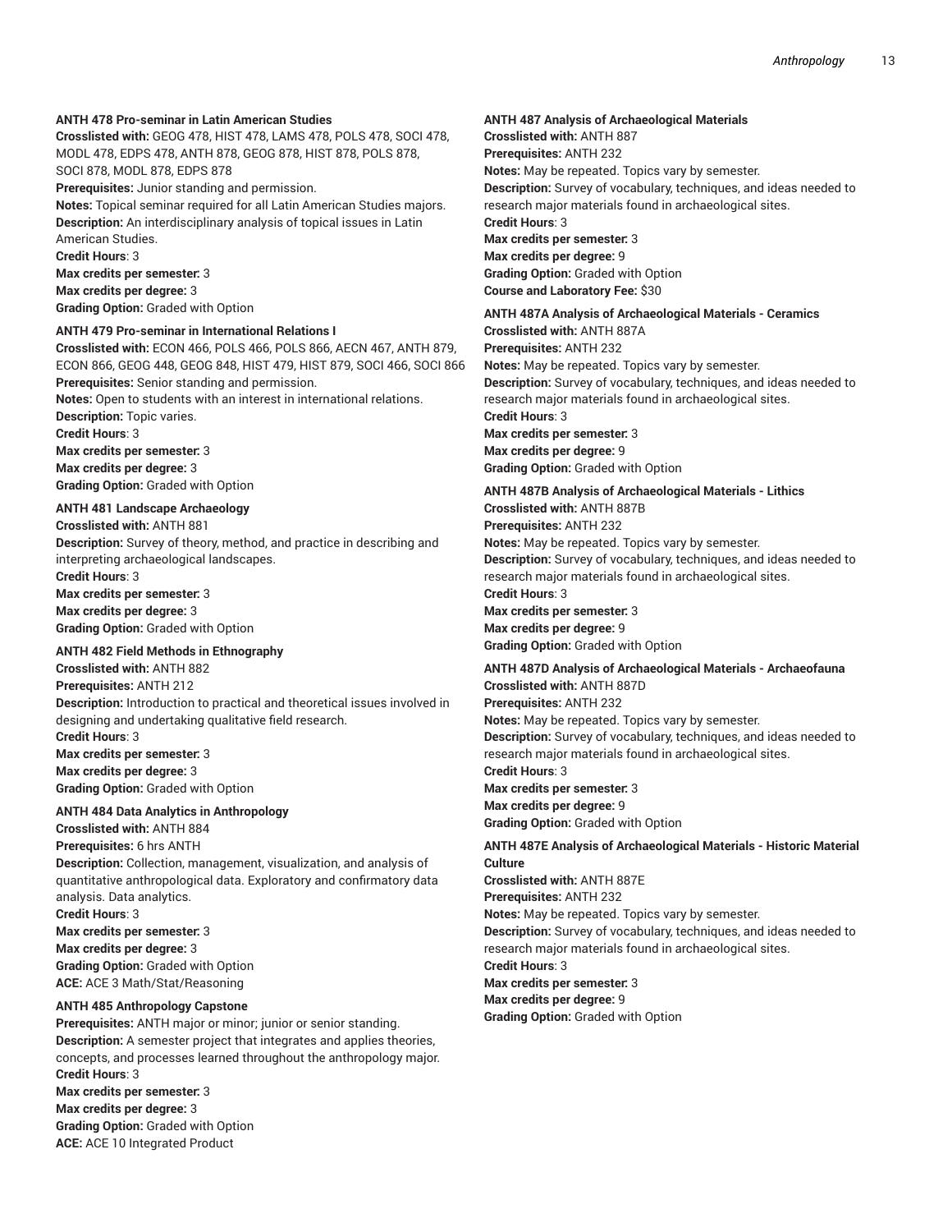**ANTH 478 Pro-seminar in Latin American Studies**
**Crosslisted with:** GEOG 478, HIST 478, LAMS 478, POLS 478, SOCI 478, MODL 478, EDPS 478, ANTH 878, GEOG 878, HIST 878, POLS 878, SOCI 878, MODL 878, EDPS 878
**Prerequisites:** Junior standing and permission.
**Notes:** Topical seminar required for all Latin American Studies majors.
**Description:** An interdisciplinary analysis of topical issues in Latin American Studies.
**Credit Hours**: 3
**Max credits per semester:** 3
**Max credits per degree:** 3
**Grading Option:** Graded with Option

**ANTH 479 Pro-seminar in International Relations I**
**Crosslisted with:** ECON 466, POLS 466, POLS 866, AECN 467, ANTH 879, ECON 866, GEOG 448, GEOG 848, HIST 479, HIST 879, SOCI 466, SOCI 866
**Prerequisites:** Senior standing and permission.
**Notes:** Open to students with an interest in international relations.
**Description:** Topic varies.
**Credit Hours**: 3
**Max credits per semester:** 3
**Max credits per degree:** 3
**Grading Option:** Graded with Option

**ANTH 481 Landscape Archaeology**
**Crosslisted with:** ANTH 881
**Description:** Survey of theory, method, and practice in describing and interpreting archaeological landscapes.
**Credit Hours**: 3
**Max credits per semester:** 3
**Max credits per degree:** 3
**Grading Option:** Graded with Option

**ANTH 482 Field Methods in Ethnography**
**Crosslisted with:** ANTH 882
**Prerequisites:** ANTH 212
**Description:** Introduction to practical and theoretical issues involved in designing and undertaking qualitative field research.
**Credit Hours**: 3
**Max credits per semester:** 3
**Max credits per degree:** 3
**Grading Option:** Graded with Option

**ANTH 484 Data Analytics in Anthropology**
**Crosslisted with:** ANTH 884
**Prerequisites:** 6 hrs ANTH
**Description:** Collection, management, visualization, and analysis of quantitative anthropological data. Exploratory and confirmatory data analysis. Data analytics.
**Credit Hours**: 3
**Max credits per semester:** 3
**Max credits per degree:** 3
**Grading Option:** Graded with Option
**ACE:** ACE 3 Math/Stat/Reasoning

**ANTH 485 Anthropology Capstone**
**Prerequisites:** ANTH major or minor; junior or senior standing.
**Description:** A semester project that integrates and applies theories, concepts, and processes learned throughout the anthropology major.
**Credit Hours**: 3
**Max credits per semester:** 3
**Max credits per degree:** 3
**Grading Option:** Graded with Option
**ACE:** ACE 10 Integrated Product

**ANTH 487 Analysis of Archaeological Materials**
**Crosslisted with:** ANTH 887
**Prerequisites:** ANTH 232
**Notes:** May be repeated. Topics vary by semester.
**Description:** Survey of vocabulary, techniques, and ideas needed to research major materials found in archaeological sites.
**Credit Hours**: 3
**Max credits per semester:** 3
**Max credits per degree:** 9
**Grading Option:** Graded with Option
**Course and Laboratory Fee:** $30

**ANTH 487A Analysis of Archaeological Materials - Ceramics**
**Crosslisted with:** ANTH 887A
**Prerequisites:** ANTH 232
**Notes:** May be repeated. Topics vary by semester.
**Description:** Survey of vocabulary, techniques, and ideas needed to research major materials found in archaeological sites.
**Credit Hours**: 3
**Max credits per semester:** 3
**Max credits per degree:** 9
**Grading Option:** Graded with Option

**ANTH 487B Analysis of Archaeological Materials - Lithics**
**Crosslisted with:** ANTH 887B
**Prerequisites:** ANTH 232
**Notes:** May be repeated. Topics vary by semester.
**Description:** Survey of vocabulary, techniques, and ideas needed to research major materials found in archaeological sites.
**Credit Hours**: 3
**Max credits per semester:** 3
**Max credits per degree:** 9
**Grading Option:** Graded with Option

**ANTH 487D Analysis of Archaeological Materials - Archaeofauna**
**Crosslisted with:** ANTH 887D
**Prerequisites:** ANTH 232
**Notes:** May be repeated. Topics vary by semester.
**Description:** Survey of vocabulary, techniques, and ideas needed to research major materials found in archaeological sites.
**Credit Hours**: 3
**Max credits per semester:** 3
**Max credits per degree:** 9
**Grading Option:** Graded with Option

**ANTH 487E Analysis of Archaeological Materials - Historic Material Culture**
**Crosslisted with:** ANTH 887E
**Prerequisites:** ANTH 232
**Notes:** May be repeated. Topics vary by semester.
**Description:** Survey of vocabulary, techniques, and ideas needed to research major materials found in archaeological sites.
**Credit Hours**: 3
**Max credits per semester:** 3
**Max credits per degree:** 9
**Grading Option:** Graded with Option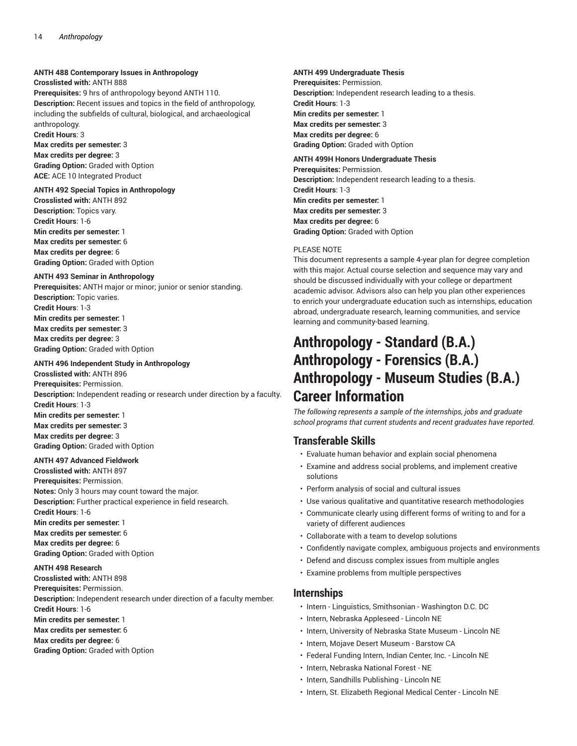**ANTH 488 Contemporary Issues in Anthropology**
**Crosslisted with:** ANTH 888
**Prerequisites:** 9 hrs of anthropology beyond ANTH 110.
**Description:** Recent issues and topics in the field of anthropology, including the subfields of cultural, biological, and archaeological anthropology.
**Credit Hours**: 3
**Max credits per semester:** 3
**Max credits per degree:** 3
**Grading Option:** Graded with Option
**ACE:** ACE 10 Integrated Product

**ANTH 492 Special Topics in Anthropology**
**Crosslisted with:** ANTH 892
**Description:** Topics vary.
**Credit Hours**: 1-6
**Min credits per semester:** 1
**Max credits per semester:** 6
**Max credits per degree:** 6
**Grading Option:** Graded with Option

**ANTH 493 Seminar in Anthropology**
**Prerequisites:** ANTH major or minor; junior or senior standing.
**Description:** Topic varies.
**Credit Hours**: 1-3
**Min credits per semester:** 1
**Max credits per semester:** 3
**Max credits per degree:** 3
**Grading Option:** Graded with Option

**ANTH 496 Independent Study in Anthropology**
**Crosslisted with:** ANTH 896
**Prerequisites:** Permission.
**Description:** Independent reading or research under direction by a faculty.
**Credit Hours**: 1-3
**Min credits per semester:** 1
**Max credits per semester:** 3
**Max credits per degree:** 3
**Grading Option:** Graded with Option

**ANTH 497 Advanced Fieldwork**
**Crosslisted with:** ANTH 897
**Prerequisites:** Permission.
**Notes:** Only 3 hours may count toward the major.
**Description:** Further practical experience in field research.
**Credit Hours**: 1-6
**Min credits per semester:** 1
**Max credits per semester:** 6
**Max credits per degree:** 6
**Grading Option:** Graded with Option

**ANTH 498 Research**
**Crosslisted with:** ANTH 898
**Prerequisites:** Permission.
**Description:** Independent research under direction of a faculty member.
**Credit Hours**: 1-6
**Min credits per semester:** 1
**Max credits per semester:** 6
**Max credits per degree:** 6
**Grading Option:** Graded with Option

**ANTH 499 Undergraduate Thesis**
**Prerequisites:** Permission.
**Description:** Independent research leading to a thesis.
**Credit Hours**: 1-3
**Min credits per semester:** 1
**Max credits per semester:** 3
**Max credits per degree:** 6
**Grading Option:** Graded with Option

**ANTH 499H Honors Undergraduate Thesis**
**Prerequisites:** Permission.
**Description:** Independent research leading to a thesis.
**Credit Hours**: 1-3
**Min credits per semester:** 1
**Max credits per semester:** 3
**Max credits per degree:** 6
**Grading Option:** Graded with Option

PLEASE NOTE
This document represents a sample 4-year plan for degree completion with this major. Actual course selection and sequence may vary and should be discussed individually with your college or department academic advisor. Advisors also can help you plan other experiences to enrich your undergraduate education such as internships, education abroad, undergraduate research, learning communities, and service learning and community-based learning.

# Anthropology - Standard (B.A.) Anthropology - Forensics (B.A.) Anthropology - Museum Studies (B.A.) Career Information

*The following represents a sample of the internships, jobs and graduate school programs that current students and recent graduates have reported.*

## Transferable Skills

- Evaluate human behavior and explain social phenomena
- Examine and address social problems, and implement creative solutions
- Perform analysis of social and cultural issues
- Use various qualitative and quantitative research methodologies
- Communicate clearly using different forms of writing to and for a variety of different audiences
- Collaborate with a team to develop solutions
- Confidently navigate complex, ambiguous projects and environments
- Defend and discuss complex issues from multiple angles
- Examine problems from multiple perspectives

## Internships

- Intern - Linguistics, Smithsonian - Washington D.C. DC
- Intern, Nebraska Appleseed - Lincoln NE
- Intern, University of Nebraska State Museum - Lincoln NE
- Intern, Mojave Desert Museum - Barstow CA
- Federal Funding Intern, Indian Center, Inc. - Lincoln NE
- Intern, Nebraska National Forest - NE
- Intern, Sandhills Publishing - Lincoln NE
- Intern, St. Elizabeth Regional Medical Center - Lincoln NE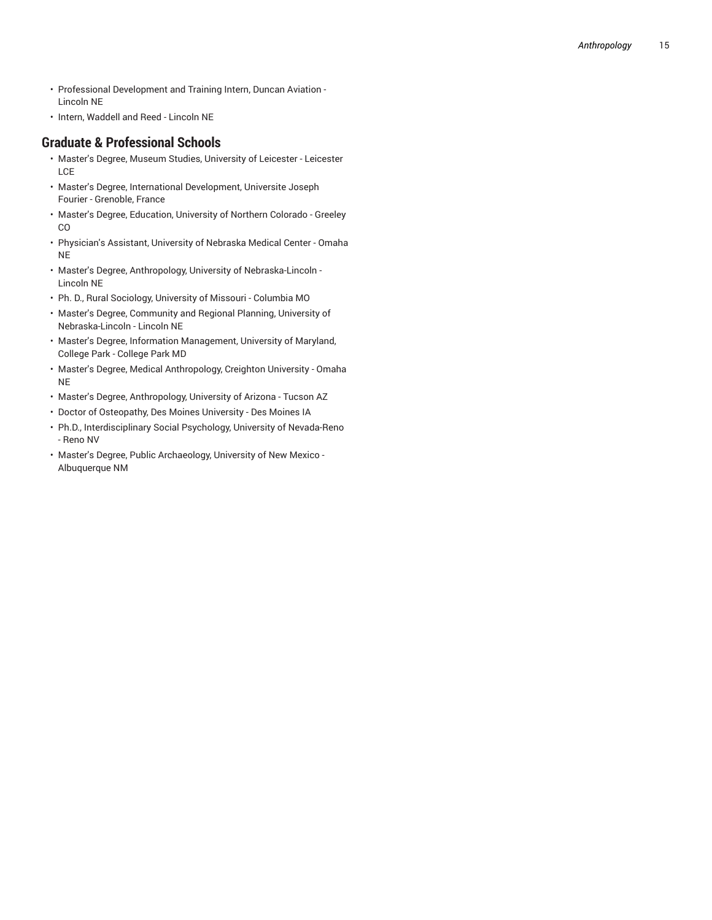- Professional Development and Training Intern, Duncan Aviation - Lincoln NE
- Intern, Waddell and Reed - Lincoln NE

## Graduate & Professional Schools

- Master's Degree, Museum Studies, University of Leicester - Leicester LCE
- Master's Degree, International Development, Universite Joseph Fourier - Grenoble, France
- Master's Degree, Education, University of Northern Colorado - Greeley CO
- Physician's Assistant, University of Nebraska Medical Center - Omaha NE
- Master's Degree, Anthropology, University of Nebraska-Lincoln - Lincoln NE
- Ph. D., Rural Sociology, University of Missouri - Columbia MO
- Master's Degree, Community and Regional Planning, University of Nebraska-Lincoln - Lincoln NE
- Master's Degree, Information Management, University of Maryland, College Park - College Park MD
- Master's Degree, Medical Anthropology, Creighton University - Omaha NE
- Master's Degree, Anthropology, University of Arizona - Tucson AZ
- Doctor of Osteopathy, Des Moines University - Des Moines IA
- Ph.D., Interdisciplinary Social Psychology, University of Nevada-Reno - Reno NV
- Master's Degree, Public Archaeology, University of New Mexico - Albuquerque NM